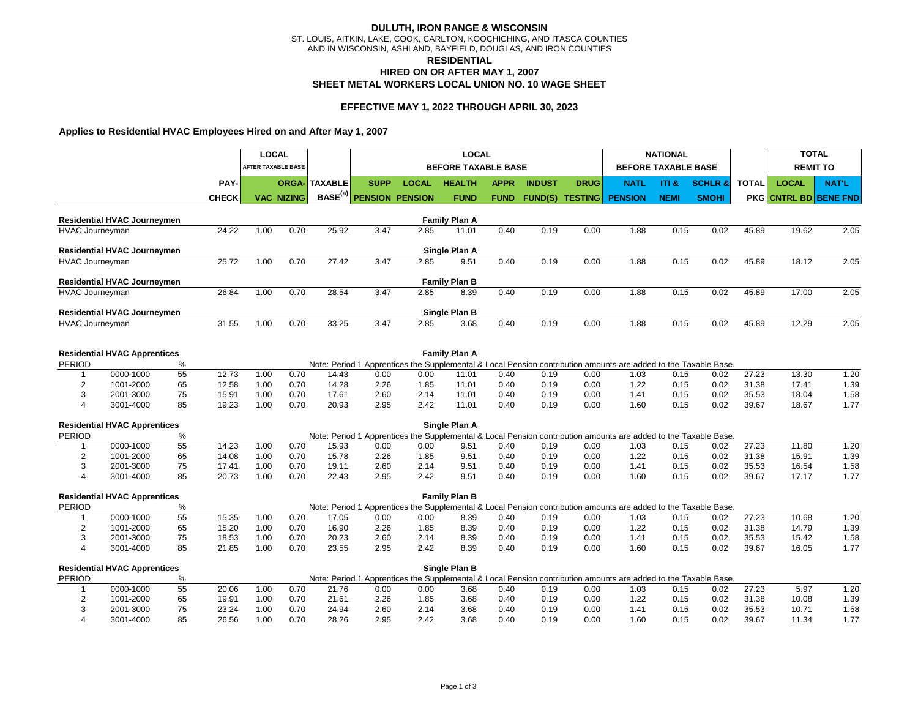**DULUTH, IRON RANGE & WISCONSIN**
ST. LOUIS, AITKIN, LAKE, COOK, CARLTON, KOOCHICHING, AND ITASCA COUNTIES
AND IN WISCONSIN, ASHLAND, BAYFIELD, DOUGLAS, AND IRON COUNTIES

**RESIDENTIAL**
**HIRED ON OR AFTER MAY 1, 2007**
**SHEET METAL WORKERS LOCAL UNION NO. 10 WAGE SHEET**

**EFFECTIVE MAY 1, 2022 THROUGH APRIL 30, 2023**

**Applies to Residential HVAC Employees Hired on and After May 1, 2007**

| | | | | LOCAL AFTER TAXABLE BASE | | | LOCAL BEFORE TAXABLE BASE | | | | | | NATIONAL BEFORE TAXABLE BASE | | | | TOTAL REMIT TO | |
|---|---|---|---|---|---|---|---|---|---|---|---|---|---|---|---|---|---|---|
| | | | PAY-CHECK | VAC | ORGA-NIZING | TAXABLE BASE[(a)] | SUPP PENSION | LOCAL PENSION | HEALTH FUND | APPR FUND | INDUST FUND(S) | DRUG TESTING | NATL PENSION | ITI & NEMI | SCHLR & SMOHI | TOTAL PKG | LOCAL CNTRL BD | NAT'L BENE FND |
| **Residential HVAC Journeymen** | | | | | | | | | **Family Plan A** | | | | | | | | | |
| HVAC Journeyman | | | 24.22 | 1.00 | 0.70 | 25.92 | 3.47 | 2.85 | 11.01 | 0.40 | 0.19 | 0.00 | 1.88 | 0.15 | 0.02 | 45.89 | 19.62 | 2.05 |
| **Residential HVAC Journeymen** | | | | | | | | | **Single Plan A** | | | | | | | | | |
| HVAC Journeyman | | | 25.72 | 1.00 | 0.70 | 27.42 | 3.47 | 2.85 | 9.51 | 0.40 | 0.19 | 0.00 | 1.88 | 0.15 | 0.02 | 45.89 | 18.12 | 2.05 |
| **Residential HVAC Journeymen** | | | | | | | | | **Family Plan B** | | | | | | | | | |
| HVAC Journeyman | | | 26.84 | 1.00 | 0.70 | 28.54 | 3.47 | 2.85 | 8.39 | 0.40 | 0.19 | 0.00 | 1.88 | 0.15 | 0.02 | 45.89 | 17.00 | 2.05 |
| **Residential HVAC Journeymen** | | | | | | | | | **Single Plan B** | | | | | | | | | |
| HVAC Journeyman | | | 31.55 | 1.00 | 0.70 | 33.25 | 3.47 | 2.85 | 3.68 | 0.40 | 0.19 | 0.00 | 1.88 | 0.15 | 0.02 | 45.89 | 12.29 | 2.05 |

| | | | | | | | | | | | | | | | | | | |
|---|---|---|---|---|---|---|---|---|---|---|---|---|---|---|---|---|---|---|
| **Residential HVAC Apprentices** | | | | | | | | | **Family Plan A** | | | | | | | | | |
| PERIOD | | % | Note: Period 1 Apprentices the Supplemental & Local Pension contribution amounts are added to the Taxable Base. | | | | | | | | | | | | | | | |
| 1 | 0000-1000 | 55 | 12.73 | 1.00 | 0.70 | 14.43 | 0.00 | 0.00 | 11.01 | 0.40 | 0.19 | 0.00 | 1.03 | 0.15 | 0.02 | 27.23 | 13.30 | 1.20 |
| 2 | 1001-2000 | 65 | 12.58 | 1.00 | 0.70 | 14.28 | 2.26 | 1.85 | 11.01 | 0.40 | 0.19 | 0.00 | 1.22 | 0.15 | 0.02 | 31.38 | 17.41 | 1.39 |
| 3 | 2001-3000 | 75 | 15.91 | 1.00 | 0.70 | 17.61 | 2.60 | 2.14 | 11.01 | 0.40 | 0.19 | 0.00 | 1.41 | 0.15 | 0.02 | 35.53 | 18.04 | 1.58 |
| 4 | 3001-4000 | 85 | 19.23 | 1.00 | 0.70 | 20.93 | 2.95 | 2.42 | 11.01 | 0.40 | 0.19 | 0.00 | 1.60 | 0.15 | 0.02 | 39.67 | 18.67 | 1.77 |
| **Residential HVAC Apprentices** | | | | | | | | | **Single Plan A** | | | | | | | | | |
| PERIOD | | % | Note: Period 1 Apprentices the Supplemental & Local Pension contribution amounts are added to the Taxable Base. | | | | | | | | | | | | | | | |
| 1 | 0000-1000 | 55 | 14.23 | 1.00 | 0.70 | 15.93 | 0.00 | 0.00 | 9.51 | 0.40 | 0.19 | 0.00 | 1.03 | 0.15 | 0.02 | 27.23 | 11.80 | 1.20 |
| 2 | 1001-2000 | 65 | 14.08 | 1.00 | 0.70 | 15.78 | 2.26 | 1.85 | 9.51 | 0.40 | 0.19 | 0.00 | 1.22 | 0.15 | 0.02 | 31.38 | 15.91 | 1.39 |
| 3 | 2001-3000 | 75 | 17.41 | 1.00 | 0.70 | 19.11 | 2.60 | 2.14 | 9.51 | 0.40 | 0.19 | 0.00 | 1.41 | 0.15 | 0.02 | 35.53 | 16.54 | 1.58 |
| 4 | 3001-4000 | 85 | 20.73 | 1.00 | 0.70 | 22.43 | 2.95 | 2.42 | 9.51 | 0.40 | 0.19 | 0.00 | 1.60 | 0.15 | 0.02 | 39.67 | 17.17 | 1.77 |
| **Residential HVAC Apprentices** | | | | | | | | | **Family Plan B** | | | | | | | | | |
| PERIOD | | % | Note: Period 1 Apprentices the Supplemental & Local Pension contribution amounts are added to the Taxable Base. | | | | | | | | | | | | | | | |
| 1 | 0000-1000 | 55 | 15.35 | 1.00 | 0.70 | 17.05 | 0.00 | 0.00 | 8.39 | 0.40 | 0.19 | 0.00 | 1.03 | 0.15 | 0.02 | 27.23 | 10.68 | 1.20 |
| 2 | 1001-2000 | 65 | 15.20 | 1.00 | 0.70 | 16.90 | 2.26 | 1.85 | 8.39 | 0.40 | 0.19 | 0.00 | 1.22 | 0.15 | 0.02 | 31.38 | 14.79 | 1.39 |
| 3 | 2001-3000 | 75 | 18.53 | 1.00 | 0.70 | 20.23 | 2.60 | 2.14 | 8.39 | 0.40 | 0.19 | 0.00 | 1.41 | 0.15 | 0.02 | 35.53 | 15.42 | 1.58 |
| 4 | 3001-4000 | 85 | 21.85 | 1.00 | 0.70 | 23.55 | 2.95 | 2.42 | 8.39 | 0.40 | 0.19 | 0.00 | 1.60 | 0.15 | 0.02 | 39.67 | 16.05 | 1.77 |
| **Residential HVAC Apprentices** | | | | | | | | | **Single Plan B** | | | | | | | | | |
| PERIOD | | % | Note: Period 1 Apprentices the Supplemental & Local Pension contribution amounts are added to the Taxable Base. | | | | | | | | | | | | | | | |
| 1 | 0000-1000 | 55 | 20.06 | 1.00 | 0.70 | 21.76 | 0.00 | 0.00 | 3.68 | 0.40 | 0.19 | 0.00 | 1.03 | 0.15 | 0.02 | 27.23 | 5.97 | 1.20 |
| 2 | 1001-2000 | 65 | 19.91 | 1.00 | 0.70 | 21.61 | 2.26 | 1.85 | 3.68 | 0.40 | 0.19 | 0.00 | 1.22 | 0.15 | 0.02 | 31.38 | 10.08 | 1.39 |
| 3 | 2001-3000 | 75 | 23.24 | 1.00 | 0.70 | 24.94 | 2.60 | 2.14 | 3.68 | 0.40 | 0.19 | 0.00 | 1.41 | 0.15 | 0.02 | 35.53 | 10.71 | 1.58 |
| 4 | 3001-4000 | 85 | 26.56 | 1.00 | 0.70 | 28.26 | 2.95 | 2.42 | 3.68 | 0.40 | 0.19 | 0.00 | 1.60 | 0.15 | 0.02 | 39.67 | 11.34 | 1.77 |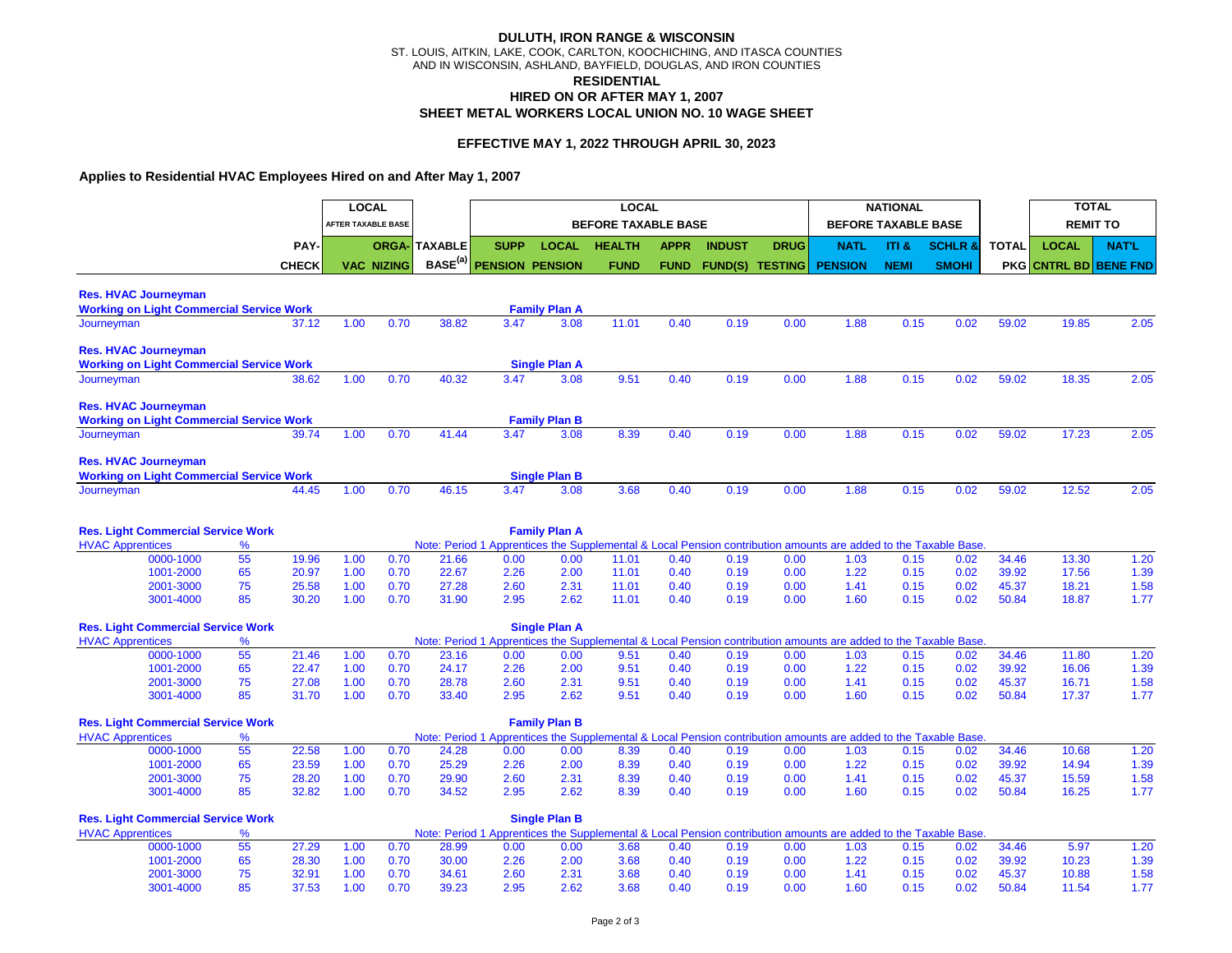**DULUTH, IRON RANGE & WISCONSIN**
ST. LOUIS, AITKIN, LAKE, COOK, CARLTON, KOOCHICHING, AND ITASCA COUNTIES
AND IN WISCONSIN, ASHLAND, BAYFIELD, DOUGLAS, AND IRON COUNTIES

**RESIDENTIAL**
**HIRED ON OR AFTER MAY 1, 2007**
**SHEET METAL WORKERS LOCAL UNION NO. 10 WAGE SHEET**

**EFFECTIVE MAY 1, 2022 THROUGH APRIL 30, 2023**

**Applies to Residential HVAC Employees Hired on and After May 1, 2007**

| | | | LOCAL AFTER TAXABLE BASE | | | LOCAL BEFORE TAXABLE BASE | | | | | | NATIONAL BEFORE TAXABLE BASE | | | | TOTAL REMIT TO | |
|---|---|---|---|---|---|---|---|---|---|---|---|---|---|---|---|---|---|
| | | PAY-CHECK | VAC | ORGA-NIZING | TAXABLE BASE[(a)] | SUPP PENSION | LOCAL PENSION | HEALTH FUND | APPR FUND | INDUST FUND(S) | DRUG TESTING | NATL PENSION | ITI & NEMI | SCHLR & SMOHI | TOTAL PKG | LOCAL CNTRL BD | NAT'L BENE FND |
| **Res. HVAC Journeyman – Working on Light Commercial Service Work – Family Plan A** | | | | | | | | | | | | | | | | | |
| Journeyman | | 37.12 | 1.00 | 0.70 | 38.82 | 3.47 | 3.08 | 11.01 | 0.40 | 0.19 | 0.00 | 1.88 | 0.15 | 0.02 | 59.02 | 19.85 | 2.05 |
| **Res. HVAC Journeyman – Working on Light Commercial Service Work – Single Plan A** | | | | | | | | | | | | | | | | | |
| Journeyman | | 38.62 | 1.00 | 0.70 | 40.32 | 3.47 | 3.08 | 9.51 | 0.40 | 0.19 | 0.00 | 1.88 | 0.15 | 0.02 | 59.02 | 18.35 | 2.05 |
| **Res. HVAC Journeyman – Working on Light Commercial Service Work – Family Plan B** | | | | | | | | | | | | | | | | | |
| Journeyman | | 39.74 | 1.00 | 0.70 | 41.44 | 3.47 | 3.08 | 8.39 | 0.40 | 0.19 | 0.00 | 1.88 | 0.15 | 0.02 | 59.02 | 17.23 | 2.05 |
| **Res. HVAC Journeyman – Working on Light Commercial Service Work – Single Plan B** | | | | | | | | | | | | | | | | | |
| Journeyman | | 44.45 | 1.00 | 0.70 | 46.15 | 3.47 | 3.08 | 3.68 | 0.40 | 0.19 | 0.00 | 1.88 | 0.15 | 0.02 | 59.02 | 12.52 | 2.05 |
| **Res. Light Commercial Service Work – Family Plan A** | | | | | | | | | | | | | | | | | |
| HVAC Apprentices | % | Note: Period 1 Apprentices the Supplemental & Local Pension contribution amounts are added to the Taxable Base. | | | | | | | | | | | | | | | |
| 0000-1000 | 55 | 19.96 | 1.00 | 0.70 | 21.66 | 0.00 | 0.00 | 11.01 | 0.40 | 0.19 | 0.00 | 1.03 | 0.15 | 0.02 | 34.46 | 13.30 | 1.20 |
| 1001-2000 | 65 | 20.97 | 1.00 | 0.70 | 22.67 | 2.26 | 2.00 | 11.01 | 0.40 | 0.19 | 0.00 | 1.22 | 0.15 | 0.02 | 39.92 | 17.56 | 1.39 |
| 2001-3000 | 75 | 25.58 | 1.00 | 0.70 | 27.28 | 2.60 | 2.31 | 11.01 | 0.40 | 0.19 | 0.00 | 1.41 | 0.15 | 0.02 | 45.37 | 18.21 | 1.58 |
| 3001-4000 | 85 | 30.20 | 1.00 | 0.70 | 31.90 | 2.95 | 2.62 | 11.01 | 0.40 | 0.19 | 0.00 | 1.60 | 0.15 | 0.02 | 50.84 | 18.87 | 1.77 |
| **Res. Light Commercial Service Work – Single Plan A** | | | | | | | | | | | | | | | | | |
| HVAC Apprentices | % | Note: Period 1 Apprentices the Supplemental & Local Pension contribution amounts are added to the Taxable Base. | | | | | | | | | | | | | | | |
| 0000-1000 | 55 | 21.46 | 1.00 | 0.70 | 23.16 | 0.00 | 0.00 | 9.51 | 0.40 | 0.19 | 0.00 | 1.03 | 0.15 | 0.02 | 34.46 | 11.80 | 1.20 |
| 1001-2000 | 65 | 22.47 | 1.00 | 0.70 | 24.17 | 2.26 | 2.00 | 9.51 | 0.40 | 0.19 | 0.00 | 1.22 | 0.15 | 0.02 | 39.92 | 16.06 | 1.39 |
| 2001-3000 | 75 | 27.08 | 1.00 | 0.70 | 28.78 | 2.60 | 2.31 | 9.51 | 0.40 | 0.19 | 0.00 | 1.41 | 0.15 | 0.02 | 45.37 | 16.71 | 1.58 |
| 3001-4000 | 85 | 31.70 | 1.00 | 0.70 | 33.40 | 2.95 | 2.62 | 9.51 | 0.40 | 0.19 | 0.00 | 1.60 | 0.15 | 0.02 | 50.84 | 17.37 | 1.77 |
| **Res. Light Commercial Service Work – Family Plan B** | | | | | | | | | | | | | | | | | |
| HVAC Apprentices | % | Note: Period 1 Apprentices the Supplemental & Local Pension contribution amounts are added to the Taxable Base. | | | | | | | | | | | | | | | |
| 0000-1000 | 55 | 22.58 | 1.00 | 0.70 | 24.28 | 0.00 | 0.00 | 8.39 | 0.40 | 0.19 | 0.00 | 1.03 | 0.15 | 0.02 | 34.46 | 10.68 | 1.20 |
| 1001-2000 | 65 | 23.59 | 1.00 | 0.70 | 25.29 | 2.26 | 2.00 | 8.39 | 0.40 | 0.19 | 0.00 | 1.22 | 0.15 | 0.02 | 39.92 | 14.94 | 1.39 |
| 2001-3000 | 75 | 28.20 | 1.00 | 0.70 | 29.90 | 2.60 | 2.31 | 8.39 | 0.40 | 0.19 | 0.00 | 1.41 | 0.15 | 0.02 | 45.37 | 15.59 | 1.58 |
| 3001-4000 | 85 | 32.82 | 1.00 | 0.70 | 34.52 | 2.95 | 2.62 | 8.39 | 0.40 | 0.19 | 0.00 | 1.60 | 0.15 | 0.02 | 50.84 | 16.25 | 1.77 |
| **Res. Light Commercial Service Work – Single Plan B** | | | | | | | | | | | | | | | | | |
| HVAC Apprentices | % | Note: Period 1 Apprentices the Supplemental & Local Pension contribution amounts are added to the Taxable Base. | | | | | | | | | | | | | | | |
| 0000-1000 | 55 | 27.29 | 1.00 | 0.70 | 28.99 | 0.00 | 0.00 | 3.68 | 0.40 | 0.19 | 0.00 | 1.03 | 0.15 | 0.02 | 34.46 | 5.97 | 1.20 |
| 1001-2000 | 65 | 28.30 | 1.00 | 0.70 | 30.00 | 2.26 | 2.00 | 3.68 | 0.40 | 0.19 | 0.00 | 1.22 | 0.15 | 0.02 | 39.92 | 10.23 | 1.39 |
| 2001-3000 | 75 | 32.91 | 1.00 | 0.70 | 34.61 | 2.60 | 2.31 | 3.68 | 0.40 | 0.19 | 0.00 | 1.41 | 0.15 | 0.02 | 45.37 | 10.88 | 1.58 |
| 3001-4000 | 85 | 37.53 | 1.00 | 0.70 | 39.23 | 2.95 | 2.62 | 3.68 | 0.40 | 0.19 | 0.00 | 1.60 | 0.15 | 0.02 | 50.84 | 11.54 | 1.77 |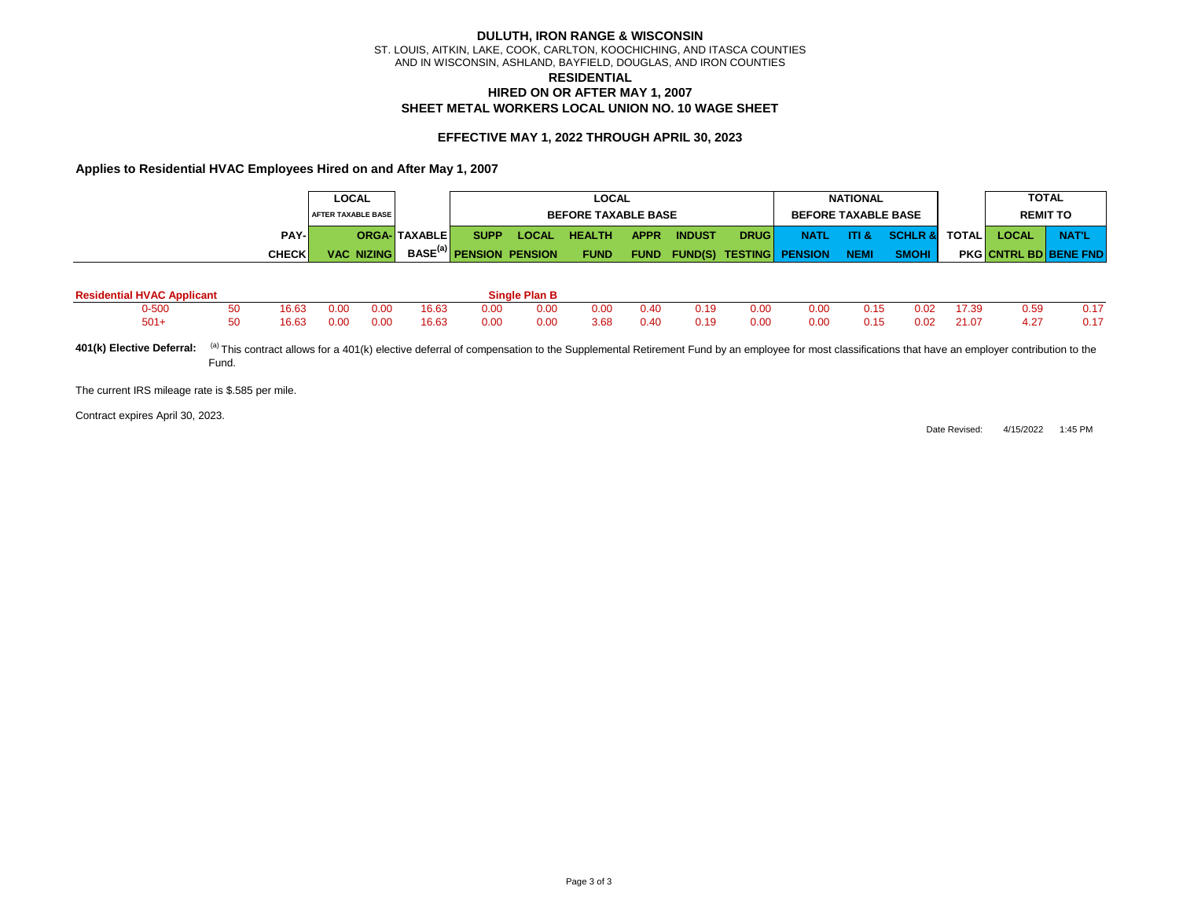**DULUTH, IRON RANGE & WISCONSIN**
ST. LOUIS, AITKIN, LAKE, COOK, CARLTON, KOOCHICHING, AND ITASCA COUNTIES
AND IN WISCONSIN, ASHLAND, BAYFIELD, DOUGLAS, AND IRON COUNTIES
**RESIDENTIAL**
**HIRED ON OR AFTER MAY 1, 2007**
**SHEET METAL WORKERS LOCAL UNION NO. 10 WAGE SHEET**

**EFFECTIVE MAY 1, 2022 THROUGH APRIL 30, 2023**

**Applies to Residential HVAC Employees Hired on and After May 1, 2007**

| | | | LOCAL AFTER TAXABLE BASE | | | LOCAL BEFORE TAXABLE BASE | | | | | | NATIONAL BEFORE TAXABLE BASE | | | | TOTAL REMIT TO | |
|---|---|---|---|---|---|---|---|---|---|---|---|---|---|---|---|---|---|
| | | PAY-CHECK | VAC | ORGA-NIZING | TAXABLE BASE[(a)] | SUPP PENSION | LOCAL PENSION | HEALTH FUND | APPR FUND | INDUST FUND(S) | DRUG TESTING | NATL PENSION | ITI & NEMI | SCHLR & SMOHI | TOTAL PKG | LOCAL CNTRL BD | NAT'L BENE FND |
| **Residential HVAC Applicant** | | | | | | | Single Plan B | | | | | | | | | | |
| 0-500 | 50 | 16.63 | 0.00 | 0.00 | 16.63 | 0.00 | 0.00 | 0.00 | 0.40 | 0.19 | 0.00 | 0.00 | 0.15 | 0.02 | 17.39 | 0.59 | 0.17 |
| 501+ | 50 | 16.63 | 0.00 | 0.00 | 16.63 | 0.00 | 0.00 | 3.68 | 0.40 | 0.19 | 0.00 | 0.00 | 0.15 | 0.02 | 21.07 | 4.27 | 0.17 |

**401(k) Elective Deferral:** [(a)] This contract allows for a 401(k) elective deferral of compensation to the Supplemental Retirement Fund by an employee for most classifications that have an employer contribution to the Fund.

The current IRS mileage rate is $.585 per mile.

Contract expires April 30, 2023.

Date Revised: 4/15/2022 1:45 PM